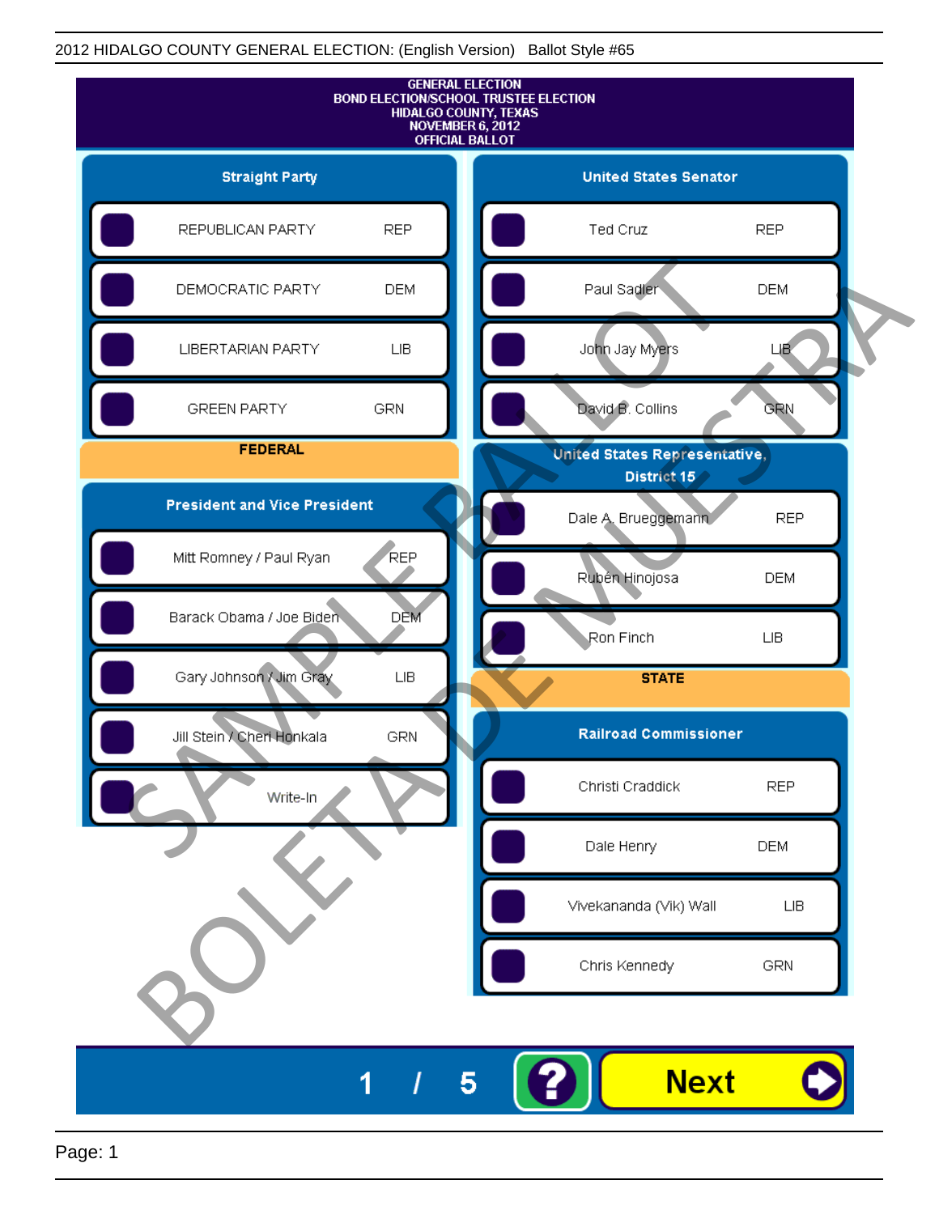2012 HIDALGO COUNTY GENERAL ELECTION: (English Version) Ballot Style #65

GENERAL ELECTION
BOND ELECTION/SCHOOL TRUSTEE ELECTION
HIDALGO COUNTY, TEXAS
NOVEMBER 6, 2012
OFFICIAL BALLOT

SAMPLE BALLOT
BOLETA DE MUESTRA

## Straight Party

| | |
|---|---|
| REPUBLICAN PARTY | REP |
| DEMOCRATIC PARTY | DEM |
| LIBERTARIAN PARTY | LIB |
| GREEN PARTY | GRN |

## FEDERAL

### President and Vice President

| | |
|---|---|
| Mitt Romney / Paul Ryan | REP |
| Barack Obama / Joe Biden | DEM |
| Gary Johnson / Jim Gray | LIB |
| Jill Stein / Cheri Honkala | GRN |
| Write-In | |

### United States Senator

| | |
|---|---|
| Ted Cruz | REP |
| Paul Sadler | DEM |
| John Jay Myers | LIB |
| David B. Collins | GRN |

### United States Representative, District 15

| | |
|---|---|
| Dale A. Brueggemann | REP |
| Rubén Hinojosa | DEM |
| Ron Finch | LIB |

## STATE

### Railroad Commissioner

| | |
|---|---|
| Christi Craddick | REP |
| Dale Henry | DEM |
| Vivekananda (Vik) Wall | LIB |
| Chris Kennedy | GRN |

1 / 5

Next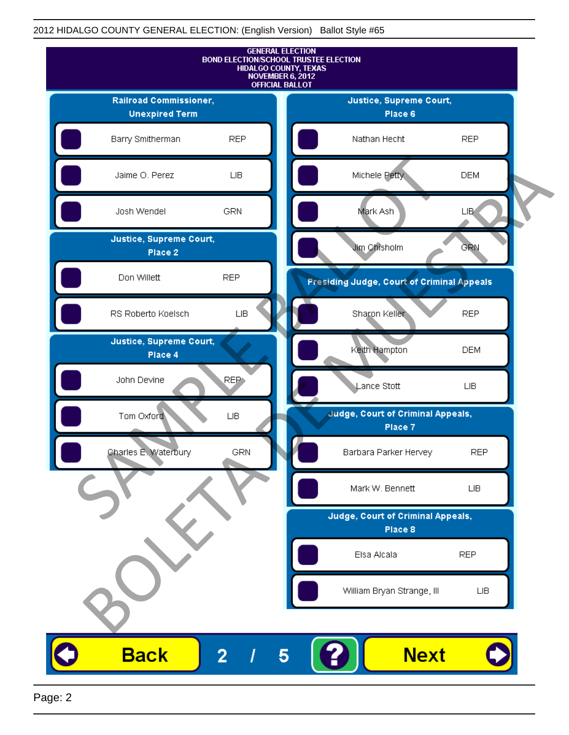2012 HIDALGO COUNTY GENERAL ELECTION: (English Version) Ballot Style #65

GENERAL ELECTION
BOND ELECTION/SCHOOL TRUSTEE ELECTION
HIDALGO COUNTY, TEXAS
NOVEMBER 6, 2012
OFFICIAL BALLOT

### Railroad Commissioner, Unexpired Term

| Candidate | Party |
|---|---|
| Barry Smitherman | REP |
| Jaime O. Perez | LIB |
| Josh Wendel | GRN |

### Justice, Supreme Court, Place 2

| Candidate | Party |
|---|---|
| Don Willett | REP |
| RS Roberto Koelsch | LIB |

### Justice, Supreme Court, Place 4

| Candidate | Party |
|---|---|
| John Devine | REP |
| Tom Oxford | LIB |
| Charles E. Waterbury | GRN |

### Justice, Supreme Court, Place 6

| Candidate | Party |
|---|---|
| Nathan Hecht | REP |
| Michele Petty | DEM |
| Mark Ash | LIB |
| Jim Chisholm | GRN |

### Presiding Judge, Court of Criminal Appeals

| Candidate | Party |
|---|---|
| Sharon Keller | REP |
| Keith Hampton | DEM |
| Lance Stott | LIB |

### Judge, Court of Criminal Appeals, Place 7

| Candidate | Party |
|---|---|
| Barbara Parker Hervey | REP |
| Mark W. Bennett | LIB |

### Judge, Court of Criminal Appeals, Place 8

| Candidate | Party |
|---|---|
| Elsa Alcala | REP |
| William Bryan Strange, III | LIB |

SAMPLE BALLOT
BOLETA DE MUESTRA

Back 2 / 5 ? Next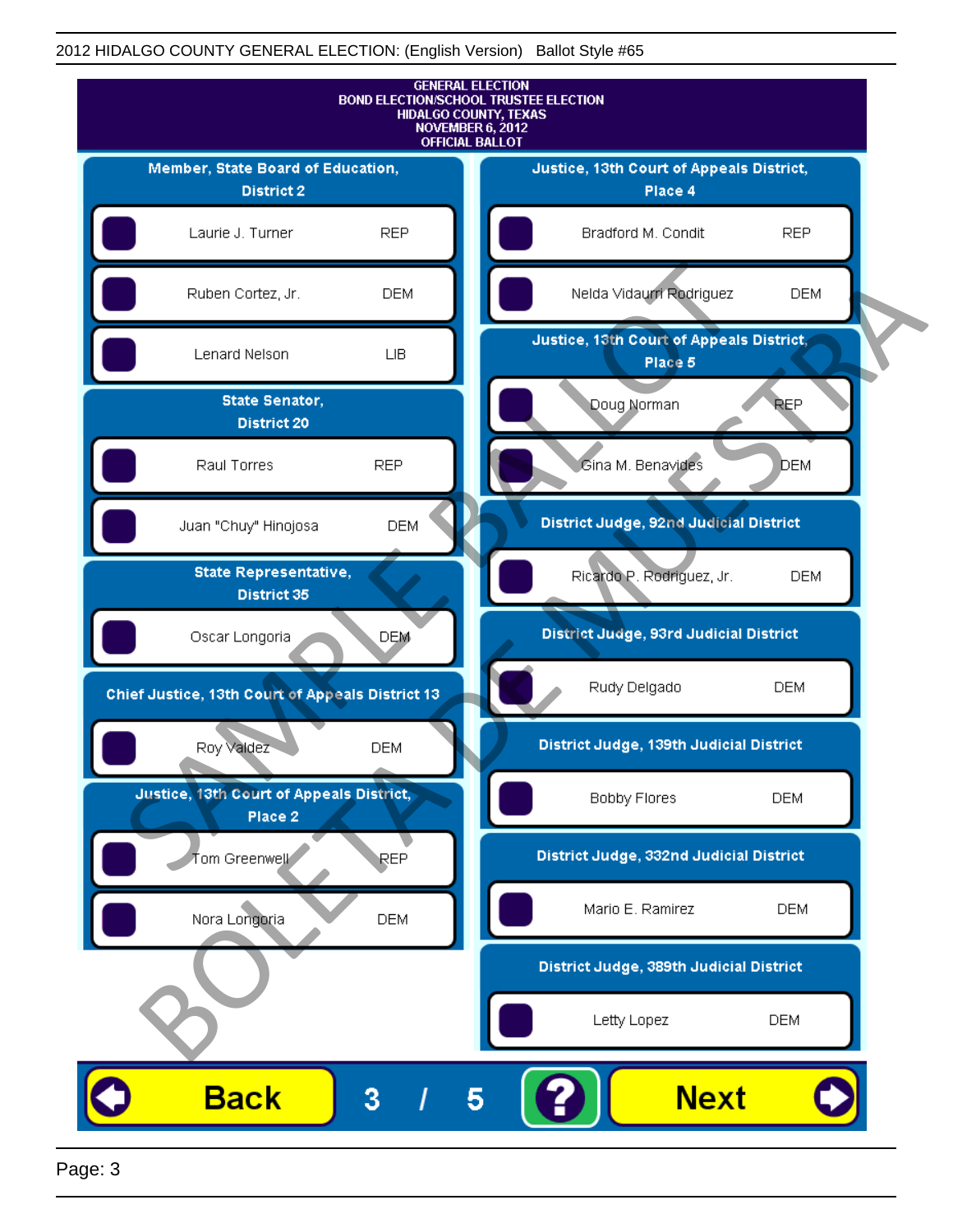2012 HIDALGO COUNTY GENERAL ELECTION: (English Version) Ballot Style #65

GENERAL ELECTION
BOND ELECTION/SCHOOL TRUSTEE ELECTION
HIDALGO COUNTY, TEXAS
NOVEMBER 6, 2012
OFFICIAL BALLOT

### Member, State Board of Education, District 2

| Candidate | Party |
|---|---|
| Laurie J. Turner | REP |
| Ruben Cortez, Jr. | DEM |
| Lenard Nelson | LIB |

### State Senator, District 20

| Candidate | Party |
|---|---|
| Raul Torres | REP |
| Juan "Chuy" Hinojosa | DEM |

### State Representative, District 35

| Candidate | Party |
|---|---|
| Oscar Longoria | DEM |

### Chief Justice, 13th Court of Appeals District 13

| Candidate | Party |
|---|---|
| Roy Valdez | DEM |

### Justice, 13th Court of Appeals District, Place 2

| Candidate | Party |
|---|---|
| Tom Greenwell | REP |
| Nora Longoria | DEM |

### Justice, 13th Court of Appeals District, Place 4

| Candidate | Party |
|---|---|
| Bradford M. Condit | REP |
| Nelda Vidaurri Rodriguez | DEM |

### Justice, 13th Court of Appeals District, Place 5

| Candidate | Party |
|---|---|
| Doug Norman | REP |
| Gina M. Benavides | DEM |

### District Judge, 92nd Judicial District

| Candidate | Party |
|---|---|
| Ricardo P. Rodriguez, Jr. | DEM |

### District Judge, 93rd Judicial District

| Candidate | Party |
|---|---|
| Rudy Delgado | DEM |

### District Judge, 139th Judicial District

| Candidate | Party |
|---|---|
| Bobby Flores | DEM |

### District Judge, 332nd Judicial District

| Candidate | Party |
|---|---|
| Mario E. Ramirez | DEM |

### District Judge, 389th Judicial District

| Candidate | Party |
|---|---|
| Letty Lopez | DEM |

SAMPLE BALLOT
BOLETA DE MUESTRA

Back 3 / 5 ? Next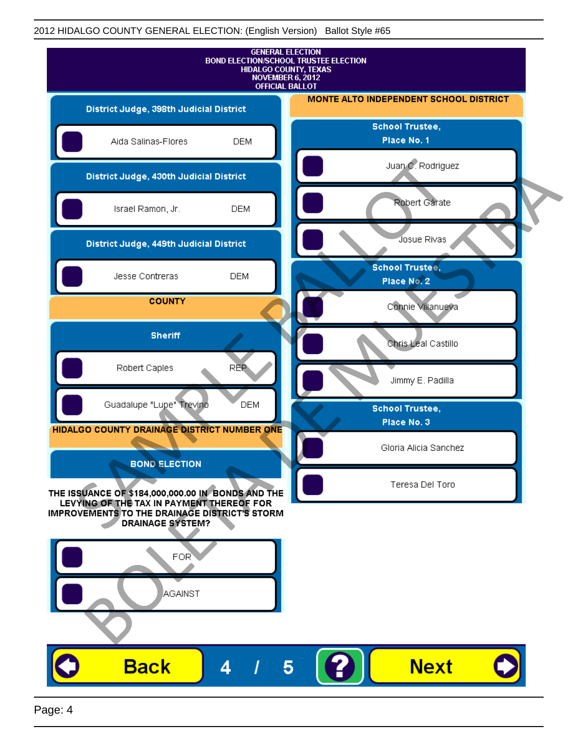2012 HIDALGO COUNTY GENERAL ELECTION: (English Version) Ballot Style #65

GENERAL ELECTION
BOND ELECTION/SCHOOL TRUSTEE ELECTION
HIDALGO COUNTY, TEXAS
NOVEMBER 6, 2012
OFFICIAL BALLOT

### District Judge, 398th Judicial District

- Aida Salinas-Flores DEM

### District Judge, 430th Judicial District

- Israel Ramon, Jr. DEM

### District Judge, 449th Judicial District

- Jesse Contreras DEM

## COUNTY

### Sheriff

- Robert Caples REP
- Guadalupe "Lupe" Trevino DEM

## HIDALGO COUNTY DRAINAGE DISTRICT NUMBER ONE

### BOND ELECTION

**THE ISSUANCE OF $184,000,000.00 IN BONDS AND THE LEVYING OF THE TAX IN PAYMENT THEREOF FOR IMPROVEMENTS TO THE DRAINAGE DISTRICT'S STORM DRAINAGE SYSTEM?**

- FOR
- AGAINST

## MONTE ALTO INDEPENDENT SCHOOL DISTRICT

### School Trustee, Place No. 1

- Juan C. Rodriguez
- Robert Gárate
- Josue Rivas

### School Trustee, Place No. 2

- Connie Villanueva
- Chris Leal Castillo
- Jimmy E. Padilla

### School Trustee, Place No. 3

- Gloria Alicia Sanchez
- Teresa Del Toro

SAMPLE BALLOT BOLETA DE MUESTRA

Back 4 / 5 ? Next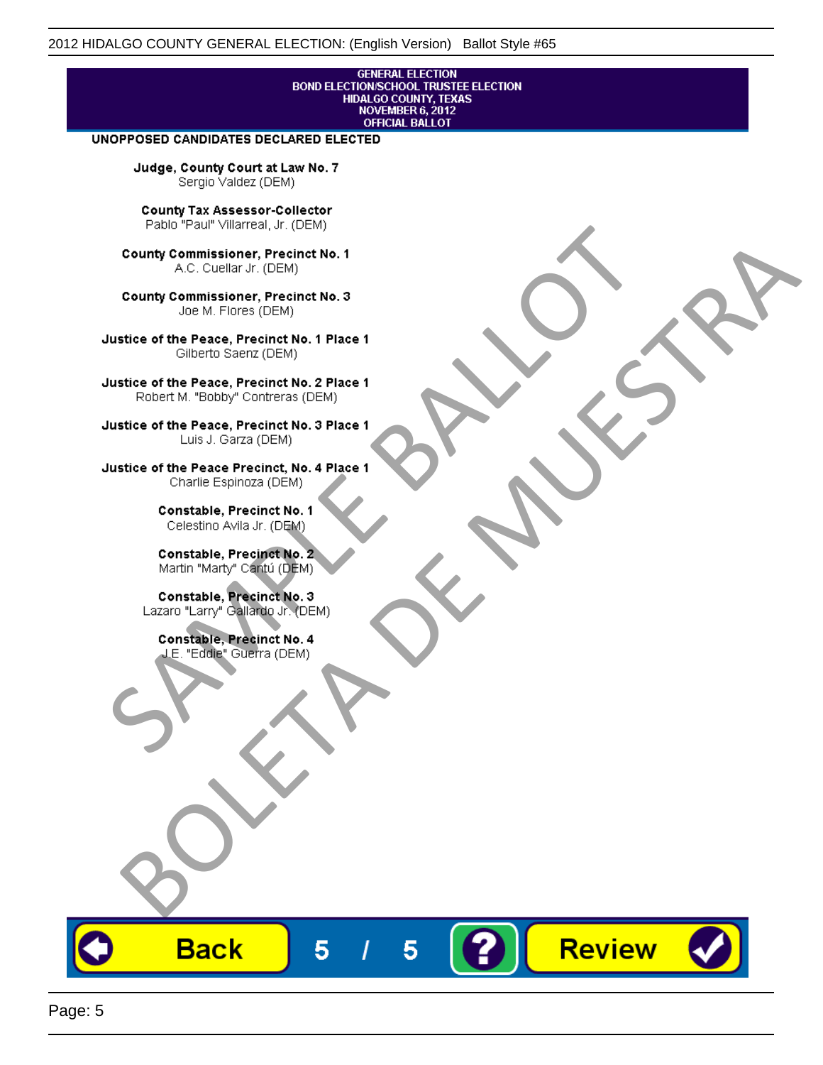GENERAL ELECTION
BOND ELECTION/SCHOOL TRUSTEE ELECTION
HIDALGO COUNTY, TEXAS
NOVEMBER 6, 2012
OFFICIAL BALLOT

**UNOPPOSED CANDIDATES DECLARED ELECTED**

**Judge, County Court at Law No. 7**
Sergio Valdez (DEM)

**County Tax Assessor-Collector**
Pablo "Paul" Villarreal, Jr. (DEM)

**County Commissioner, Precinct No. 1**
A.C. Cuellar Jr. (DEM)

**County Commissioner, Precinct No. 3**
Joe M. Flores (DEM)

**Justice of the Peace, Precinct No. 1 Place 1**
Gilberto Saenz (DEM)

**Justice of the Peace, Precinct No. 2 Place 1**
Robert M. "Bobby" Contreras (DEM)

**Justice of the Peace, Precinct No. 3 Place 1**
Luis J. Garza (DEM)

**Justice of the Peace Precinct, No. 4 Place 1**
Charlie Espinoza (DEM)

**Constable, Precinct No. 1**
Celestino Avila Jr. (DEM)

**Constable, Precinct No. 2**
Martin "Marty" Cantú (DEM)

**Constable, Precinct No. 3**
Lazaro "Larry" Gallardo Jr. (DEM)

**Constable, Precinct No. 4**
J.E. "Eddie" Guerra (DEM)

SAMPLE BALLOT
BOLETA DE MUESTRA

Back 5 / 5 ? Review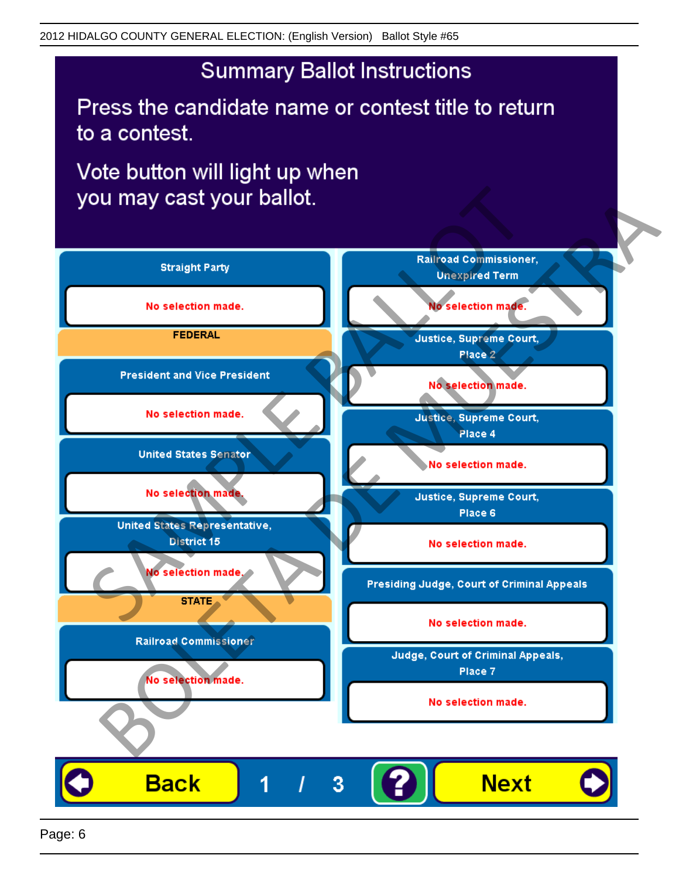# Summary Ballot Instructions

Press the candidate name or contest title to return to a contest.

Vote button will light up when you may cast your ballot.

**Straight Party**

No selection made.

**FEDERAL**

**President and Vice President**

No selection made.

**United States Senator**

No selection made.

**United States Representative, District 15**

No selection made.

**STATE**

**Railroad Commissioner**

No selection made.

**Railroad Commissioner, Unexpired Term**

No selection made.

**Justice, Supreme Court, Place 2**

No selection made.

**Justice, Supreme Court, Place 4**

No selection made.

**Justice, Supreme Court, Place 6**

No selection made.

**Presiding Judge, Court of Criminal Appeals**

No selection made.

**Judge, Court of Criminal Appeals, Place 7**

No selection made.

Back 1 / 3 ? Next

SAMPLE BALLOT BOLETA DE MUESTRA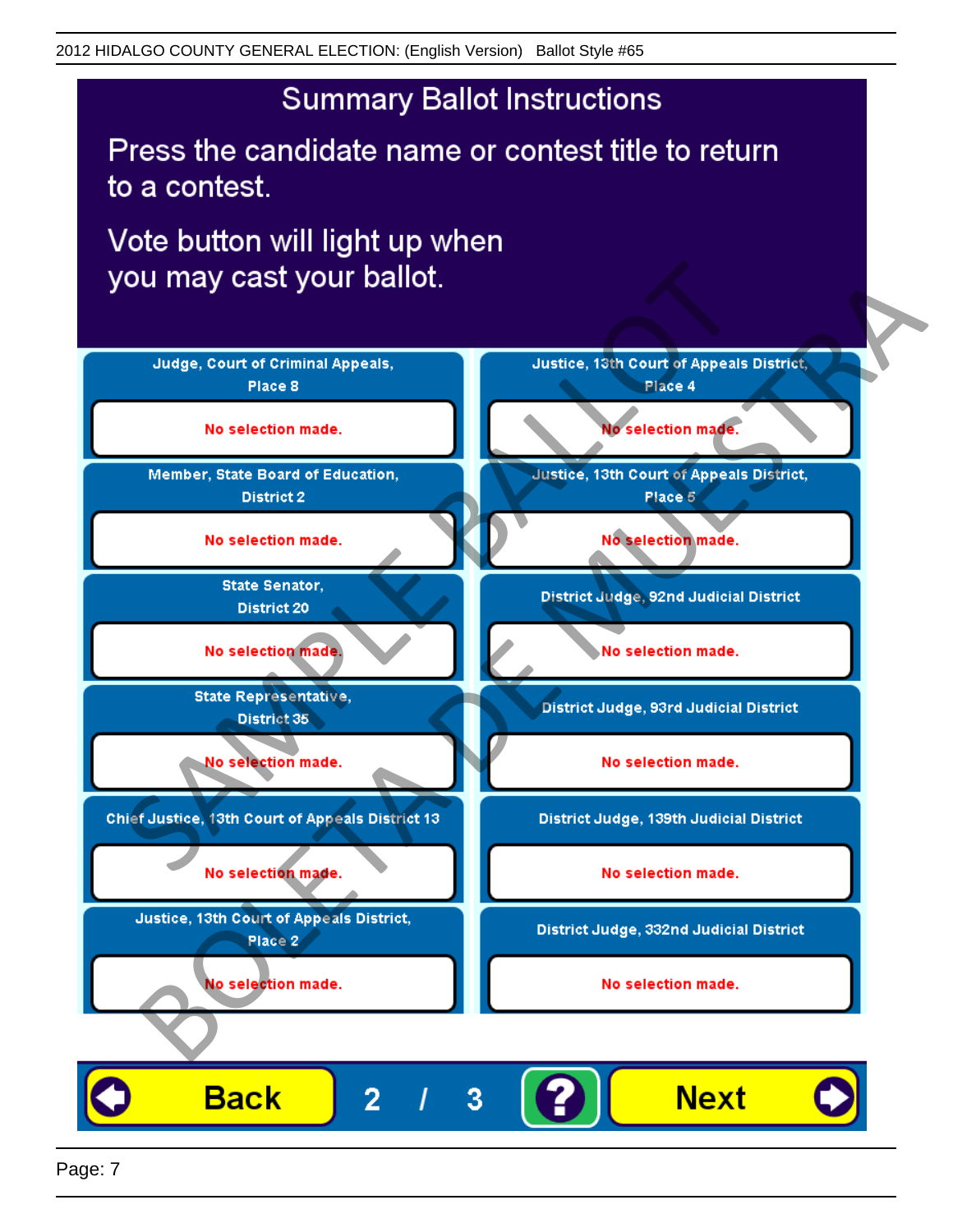## Summary Ballot Instructions

Press the candidate name or contest title to return to a contest.

Vote button will light up when you may cast your ballot.

**Judge, Court of Criminal Appeals, Place 8**
No selection made.

**Justice, 13th Court of Appeals District, Place 4**
No selection made.

**Member, State Board of Education, District 2**
No selection made.

**Justice, 13th Court of Appeals District, Place 5**
No selection made.

**State Senator, District 20**
No selection made.

**District Judge, 92nd Judicial District**
No selection made.

**State Representative, District 35**
No selection made.

**District Judge, 93rd Judicial District**
No selection made.

**Chief Justice, 13th Court of Appeals District 13**
No selection made.

**District Judge, 139th Judicial District**
No selection made.

**Justice, 13th Court of Appeals District, Place 2**
No selection made.

**District Judge, 332nd Judicial District**
No selection made.

Back | 2 / 3 | ? | Next

SAMPLE BALLOT
BOLETA DE MUESTRA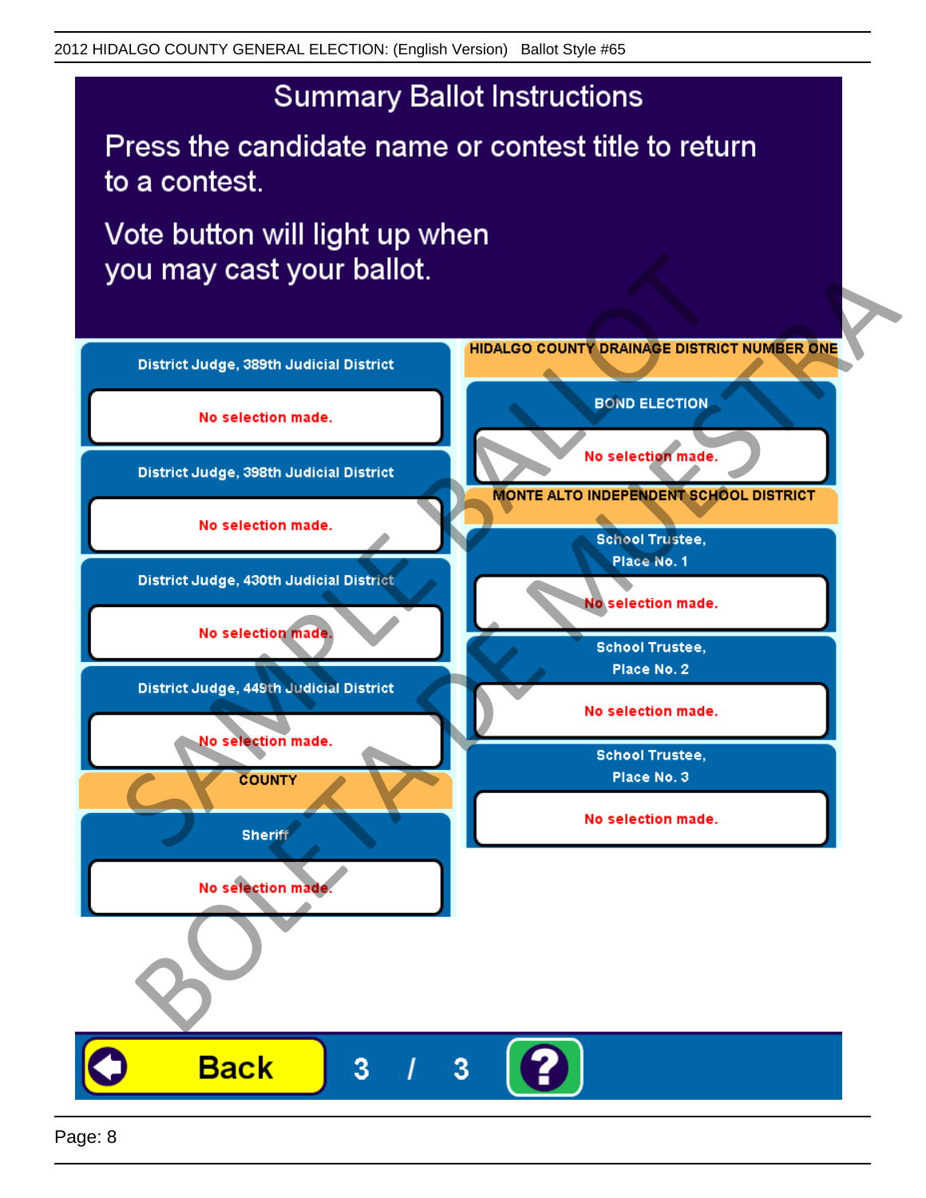2012 HIDALGO COUNTY GENERAL ELECTION: (English Version) Ballot Style #65

# Summary Ballot Instructions

Press the candidate name or contest title to return to a contest.

Vote button will light up when you may cast your ballot.

**District Judge, 389th Judicial District**

No selection made.

**District Judge, 398th Judicial District**

No selection made.

**District Judge, 430th Judicial District**

No selection made.

**District Judge, 449th Judicial District**

No selection made.

**COUNTY**

**Sheriff**

No selection made.

**HIDALGO COUNTY DRAINAGE DISTRICT NUMBER ONE**

**BOND ELECTION**

No selection made.

**MONTE ALTO INDEPENDENT SCHOOL DISTRICT**

**School Trustee, Place No. 1**

No selection made.

**School Trustee, Place No. 2**

No selection made.

**School Trustee, Place No. 3**

No selection made.

Back 3 / 3 ?

SAMPLE BALLOT BOLETA DE MUESTRA